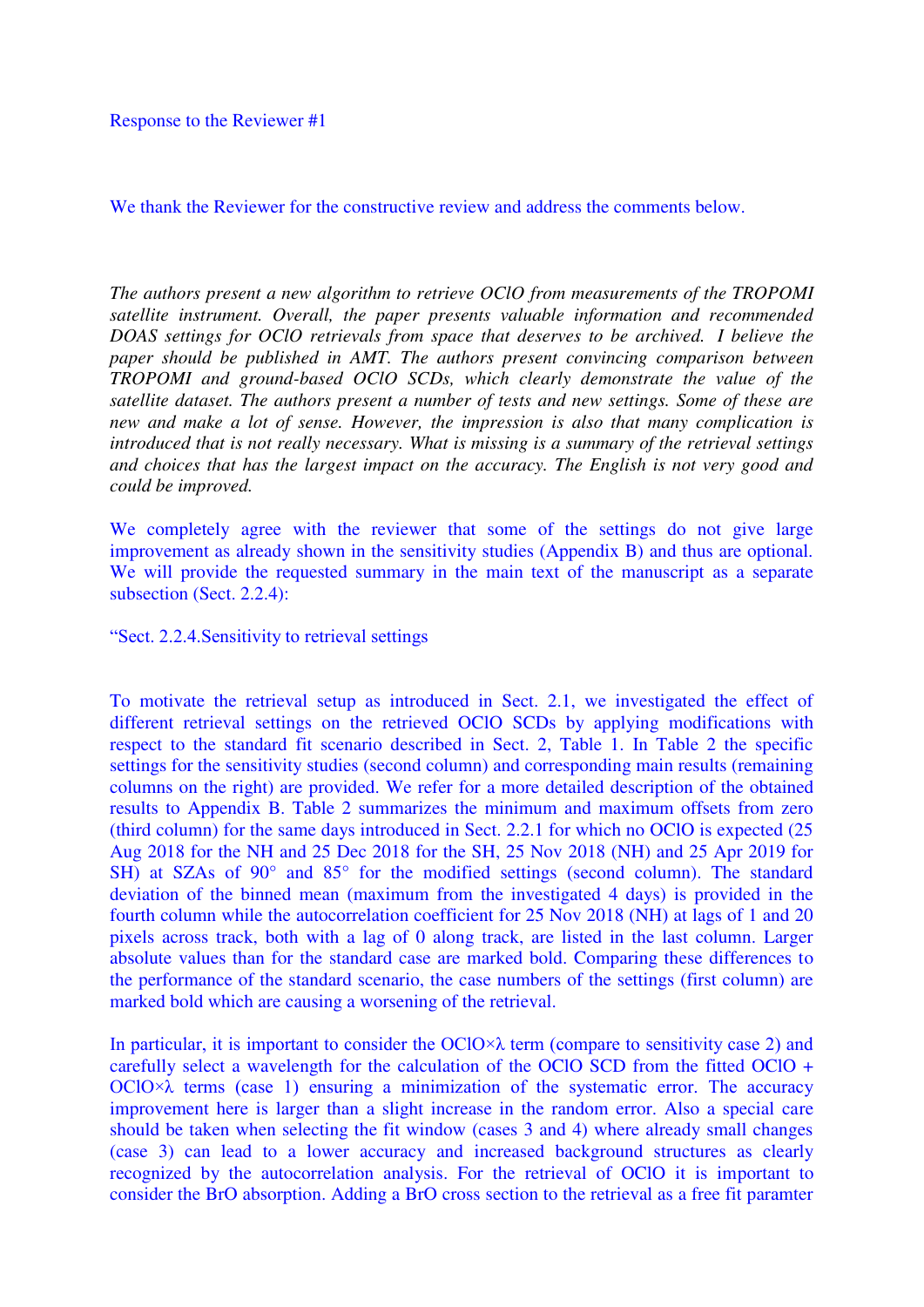Response to the Reviewer #1

We thank the Reviewer for the constructive review and address the comments below.

*The authors present a new algorithm to retrieve OClO from measurements of the TROPOMI satellite instrument. Overall, the paper presents valuable information and recommended DOAS settings for OClO retrievals from space that deserves to be archived. I believe the paper should be published in AMT. The authors present convincing comparison between TROPOMI and ground-based OClO SCDs, which clearly demonstrate the value of the satellite dataset. The authors present a number of tests and new settings. Some of these are new and make a lot of sense. However, the impression is also that many complication is introduced that is not really necessary. What is missing is a summary of the retrieval settings and choices that has the largest impact on the accuracy. The English is not very good and could be improved.*

We completely agree with the reviewer that some of the settings do not give large improvement as already shown in the sensitivity studies (Appendix B) and thus are optional. We will provide the requested summary in the main text of the manuscript as a separate subsection (Sect. 2.2.4):

"Sect. 2.2.4.Sensitivity to retrieval settings

To motivate the retrieval setup as introduced in Sect. 2.1, we investigated the effect of different retrieval settings on the retrieved OClO SCDs by applying modifications with respect to the standard fit scenario described in Sect. 2, Table 1. In Table 2 the specific settings for the sensitivity studies (second column) and corresponding main results (remaining columns on the right) are provided. We refer for a more detailed description of the obtained results to Appendix B. Table 2 summarizes the minimum and maximum offsets from zero (third column) for the same days introduced in Sect. 2.2.1 for which no OClO is expected (25 Aug 2018 for the NH and 25 Dec 2018 for the SH, 25 Nov 2018 (NH) and 25 Apr 2019 for SH) at SZAs of 90° and 85° for the modified settings (second column). The standard deviation of the binned mean (maximum from the investigated 4 days) is provided in the fourth column while the autocorrelation coefficient for 25 Nov 2018 (NH) at lags of 1 and 20 pixels across track, both with a lag of 0 along track, are listed in the last column. Larger absolute values than for the standard case are marked bold. Comparing these differences to the performance of the standard scenario, the case numbers of the settings (first column) are marked bold which are causing a worsening of the retrieval.

In particular, it is important to consider the OClO×λ term (compare to sensitivity case 2) and carefully select a wavelength for the calculation of the OClO SCD from the fitted OClO + OClO×λ terms (case 1) ensuring a minimization of the systematic error. The accuracy improvement here is larger than a slight increase in the random error. Also a special care should be taken when selecting the fit window (cases 3 and 4) where already small changes (case 3) can lead to a lower accuracy and increased background structures as clearly recognized by the autocorrelation analysis. For the retrieval of OClO it is important to consider the BrO absorption. Adding a BrO cross section to the retrieval as a free fit paramter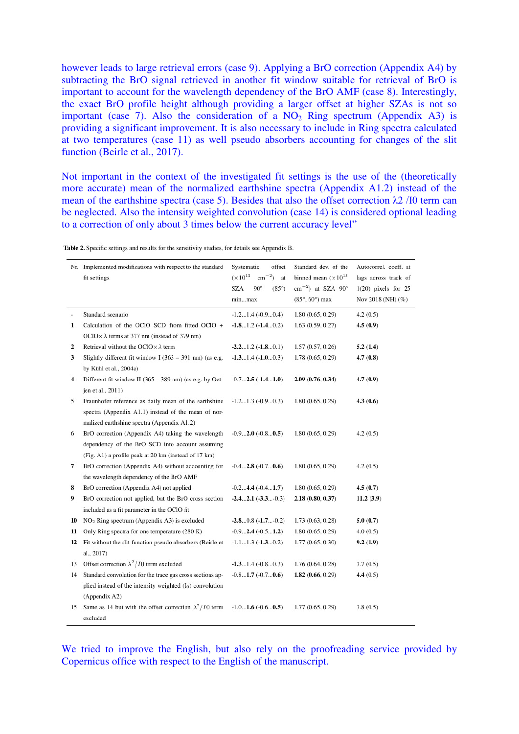however leads to large retrieval errors (case 9). Applying a BrO correction (Appendix A4) by subtracting the BrO signal retrieved in another fit window suitable for retrieval of BrO is important to account for the wavelength dependency of the BrO AMF (case 8). Interestingly, the exact BrO profile height although providing a larger offset at higher SZAs is not so important (case 7). Also the consideration of a $NO_2$ Ring spectrum (Appendix A3) is providing a significant improvement. It is also necessary to include in Ring spectra calculated at two temperatures (case 11) as well pseudo absorbers accounting for changes of the slit function (Beirle et al., 2017).

Not important in the context of the investigated fit settings is the use of the (theoretically more accurate) mean of the normalized earthshine spectra (Appendix A1.2) instead of the mean of the earthshine spectra (case 5). Besides that also the offset correction $\lambda 2$ /I0 term can be neglected. Also the intensity weighted convolution (case 14) is considered optional leading to a correction of only about 3 times below the current accuracy level"

**Table 2.** Specific settings and results for the sensitivity studies, for details see Appendix B.

| Nr. | Implemented modifications with respect to the standard fit settings | Systematic offset ($\times 10^{13}$ cm$^{-2}$) at SZA 90° (85°) min...max | Standard dev. of the binned mean ($\times 10^{13}$ cm$^{-2}$) at SZA 90° (85°, 60°) max | Autocorrel. coeff. at lags across track of 1(20) pixels for 25 Nov 2018 (NH) (%) |
|---|---|---|---|---|
| - | Standard scenario | -1.2...1.4 (-0.9...0.4) | 1.80 (0.65, 0.29) | 4.2 (0.5) |
| **1** | Calculation of the OClO SCD from fitted OClO + OClO$\times\lambda$ terms at 377 nm (instead of 379 nm) | **-1.8**...1.2 (**-1.4**...0.2) | 1.63 (0.59, 0.27) | **4.5 (0.9)** |
| **2** | Retrieval without the OClO$\times\lambda$ term | **-2.2**...1.2 (**-1.8**...0.1) | 1.57 (0.57, 0.26) | **5.2 (1.4)** |
| **3** | Slightly different fit window I (363 – 391 nm) (as e.g. by Kühl et al., 2004a) | **-1.3**...1.4 (**-1.0**...0.3) | 1.78 (0.65, 0.29) | **4.7 (0.8)** |
| **4** | Different fit window II (365 – 389 nm) (as e.g. by Oetjen et al., 2011) | -0.7...**2.5** (**-1.4**...**1.0**) | **2.09 (0.76, 0.34)** | **4.7 (0.9)** |
| 5 | Fraunhofer reference as daily mean of the earthshine spectra (Appendix A1.1) instead of the mean of normalized earthshine spectra (Appendix A1.2) | -1.2...1.3 (-0.9...0.3) | 1.80 (0.65, 0.29) | **4.3 (0.6)** |
| 6 | BrO correction (Appendix A4) taking the wavelength dependency of the BrO SCD into account assuming (Fig. A1) a profile peak at 20 km (instead of 17 km) | -0.9...**2.0** (-0.8...**0.5**) | 1.80 (0.65, 0.29) | 4.2 (0.5) |
| **7** | BrO correction (Appendix A4) without accounting for the wavelength dependency of the BrO AMF | -0.4...**2.8** (-0.7...**0.6**) | 1.80 (0.65, 0.29) | 4.2 (0.5) |
| **8** | BrO correction (Appendix A4) not applied | -0.2...**4.4** (-0.4...**1.7**) | 1.80 (0.65, 0.29) | **4.5 (0.7)** |
| **9** | BrO correction not applied, but the BrO cross section included as a fit parameter in the OClO fit | **-2.4**...**2.1** (**-3.3**...-0.3) | **2.18 (0.80, 0.37)** | **11.2 (3.9)** |
| **10** | $NO_2$ Ring spectrum (Appendix A3) is excluded | **-2.8**...0.8 (**-1.7**...-0.2) | 1.73 (0.63, 0.28) | **5.0 (0.7)** |
| **11** | Only Ring spectra for one temperature (280 K) | -0.9...**2.4** (-0.5...**1.2**) | 1.80 (0.65, 0.29) | 4.0 (0.5) |
| **12** | Fit without the slit function pseudo absorbers (Beirle et al., 2017) | -1.1...1.3 (**-1.3**...0.2) | 1.77 (0.65, 0.30) | **9.2 (1.9)** |
| 13 | Offset correction $\lambda^2/I0$ term excluded | **-1.3**...1.4 (-0.8...0.3) | 1.76 (0.64, 0.28) | 3.7 (0.5) |
| 14 | Standard convolution for the trace gas cross sections applied instead of the intensity weighted ($I_0$) convolution (Appendix A2) | -0.8...**1.7** (-0.7...**0.6**) | **1.82 (0.66**, 0.29) | **4.4** (0.5) |
| 15 | Same as 14 but with the offset correction $\lambda^2/I0$ term excluded | -1.0...**1.6** (-0.6...**0.5**) | 1.77 (0.65, 0.29) | 3.8 (0.5) |

We tried to improve the English, but also rely on the proofreading service provided by Copernicus office with respect to the English of the manuscript.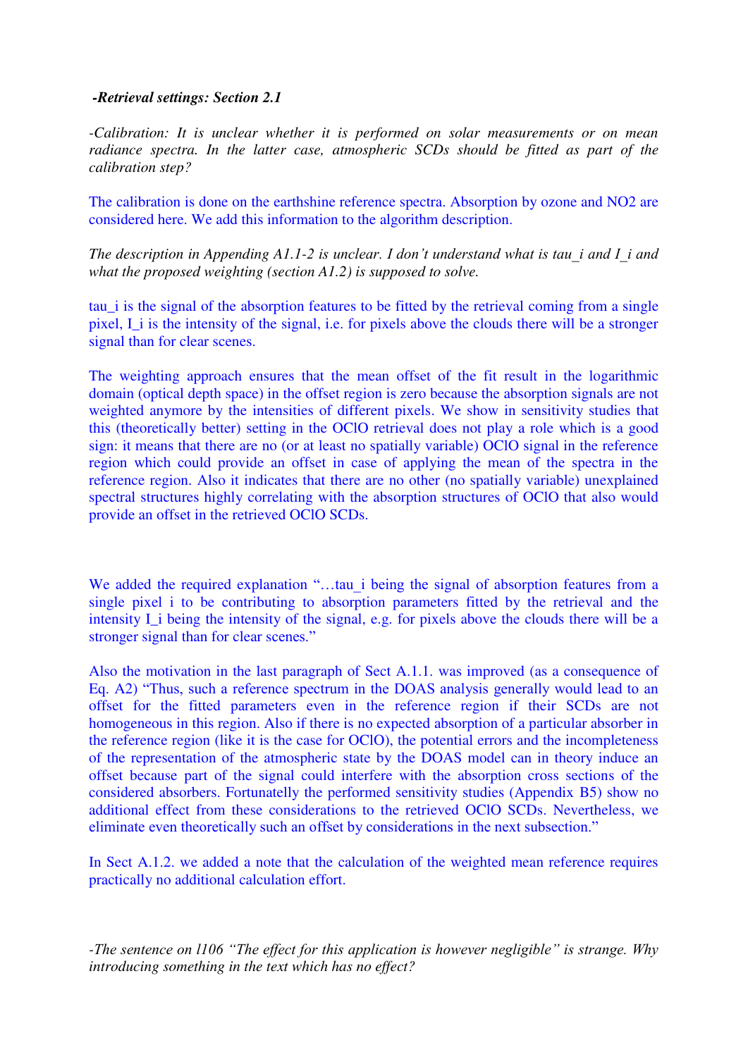***-Retrieval settings: Section 2.1***

*-Calibration: It is unclear whether it is performed on solar measurements or on mean radiance spectra. In the latter case, atmospheric SCDs should be fitted as part of the calibration step?*

The calibration is done on the earthshine reference spectra. Absorption by ozone and NO2 are considered here. We add this information to the algorithm description.

*The description in Appending A1.1-2 is unclear. I don't understand what is tau_i and I_i and what the proposed weighting (section A1.2) is supposed to solve.*

tau_i is the signal of the absorption features to be fitted by the retrieval coming from a single pixel, I_i is the intensity of the signal, i.e. for pixels above the clouds there will be a stronger signal than for clear scenes.

The weighting approach ensures that the mean offset of the fit result in the logarithmic domain (optical depth space) in the offset region is zero because the absorption signals are not weighted anymore by the intensities of different pixels. We show in sensitivity studies that this (theoretically better) setting in the OClO retrieval does not play a role which is a good sign: it means that there are no (or at least no spatially variable) OClO signal in the reference region which could provide an offset in case of applying the mean of the spectra in the reference region. Also it indicates that there are no other (no spatially variable) unexplained spectral structures highly correlating with the absorption structures of OClO that also would provide an offset in the retrieved OClO SCDs.

We added the required explanation "…tau_i being the signal of absorption features from a single pixel i to be contributing to absorption parameters fitted by the retrieval and the intensity I_i being the intensity of the signal, e.g. for pixels above the clouds there will be a stronger signal than for clear scenes."

Also the motivation in the last paragraph of Sect A.1.1. was improved (as a consequence of Eq. A2) "Thus, such a reference spectrum in the DOAS analysis generally would lead to an offset for the fitted parameters even in the reference region if their SCDs are not homogeneous in this region. Also if there is no expected absorption of a particular absorber in the reference region (like it is the case for OClO), the potential errors and the incompleteness of the representation of the atmospheric state by the DOAS model can in theory induce an offset because part of the signal could interfere with the absorption cross sections of the considered absorbers. Fortunatelly the performed sensitivity studies (Appendix B5) show no additional effect from these considerations to the retrieved OClO SCDs. Nevertheless, we eliminate even theoretically such an offset by considerations in the next subsection."

In Sect A.1.2. we added a note that the calculation of the weighted mean reference requires practically no additional calculation effort.

*-The sentence on l106 "The effect for this application is however negligible" is strange. Why introducing something in the text which has no effect?*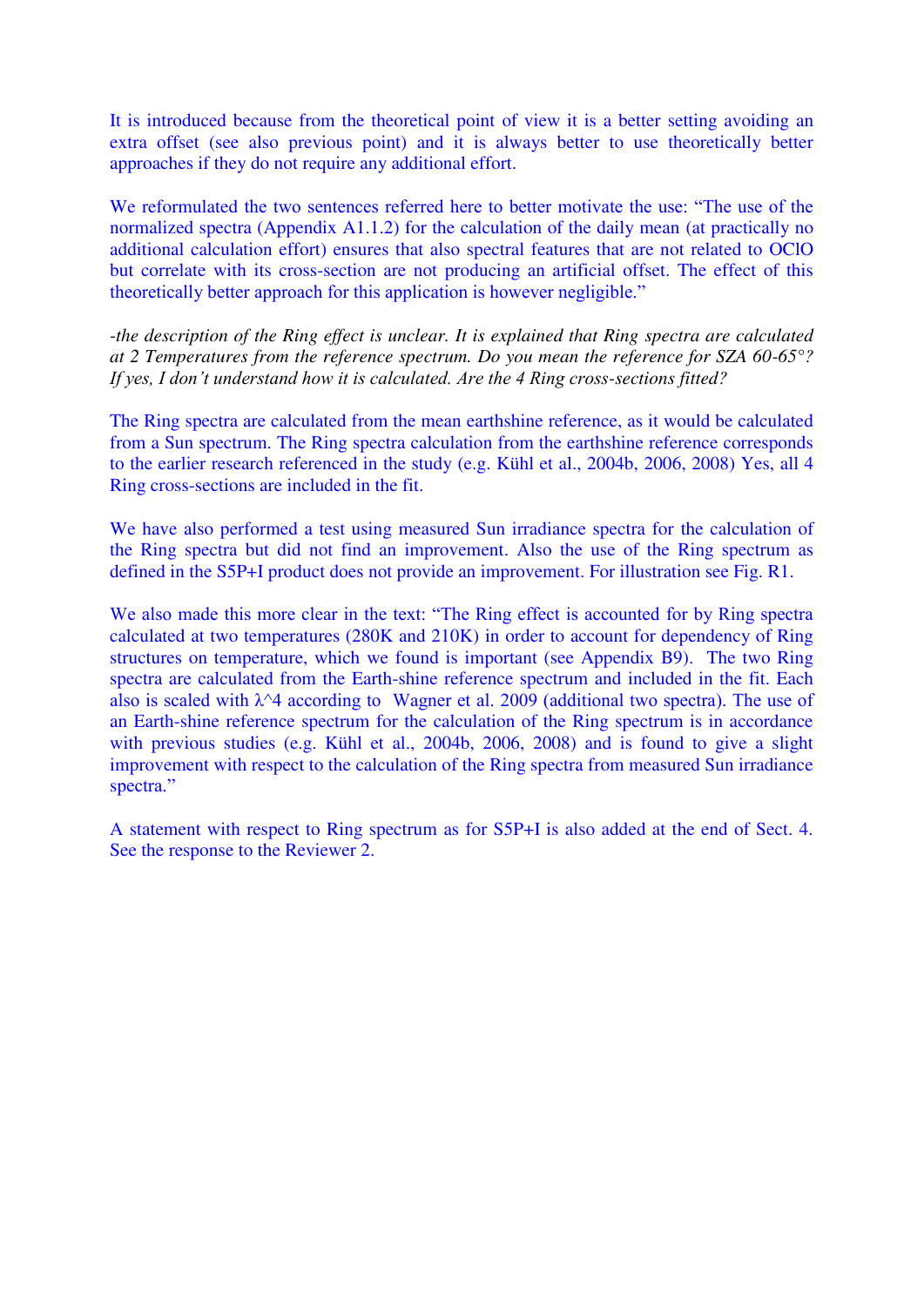It is introduced because from the theoretical point of view it is a better setting avoiding an extra offset (see also previous point) and it is always better to use theoretically better approaches if they do not require any additional effort.

We reformulated the two sentences referred here to better motivate the use: "The use of the normalized spectra (Appendix A1.1.2) for the calculation of the daily mean (at practically no additional calculation effort) ensures that also spectral features that are not related to OClO but correlate with its cross-section are not producing an artificial offset. The effect of this theoretically better approach for this application is however negligible."

*-the description of the Ring effect is unclear. It is explained that Ring spectra are calculated at 2 Temperatures from the reference spectrum. Do you mean the reference for SZA 60-65°? If yes, I don't understand how it is calculated. Are the 4 Ring cross-sections fitted?*

The Ring spectra are calculated from the mean earthshine reference, as it would be calculated from a Sun spectrum. The Ring spectra calculation from the earthshine reference corresponds to the earlier research referenced in the study (e.g. Kühl et al., 2004b, 2006, 2008) Yes, all 4 Ring cross-sections are included in the fit.

We have also performed a test using measured Sun irradiance spectra for the calculation of the Ring spectra but did not find an improvement. Also the use of the Ring spectrum as defined in the S5P+I product does not provide an improvement. For illustration see Fig. R1.

We also made this more clear in the text: "The Ring effect is accounted for by Ring spectra calculated at two temperatures (280K and 210K) in order to account for dependency of Ring structures on temperature, which we found is important (see Appendix B9). The two Ring spectra are calculated from the Earth-shine reference spectrum and included in the fit. Each also is scaled with $\lambda$^4 according to Wagner et al. 2009 (additional two spectra). The use of an Earth-shine reference spectrum for the calculation of the Ring spectrum is in accordance with previous studies (e.g. Kühl et al., 2004b, 2006, 2008) and is found to give a slight improvement with respect to the calculation of the Ring spectra from measured Sun irradiance spectra."

A statement with respect to Ring spectrum as for S5P+I is also added at the end of Sect. 4. See the response to the Reviewer 2.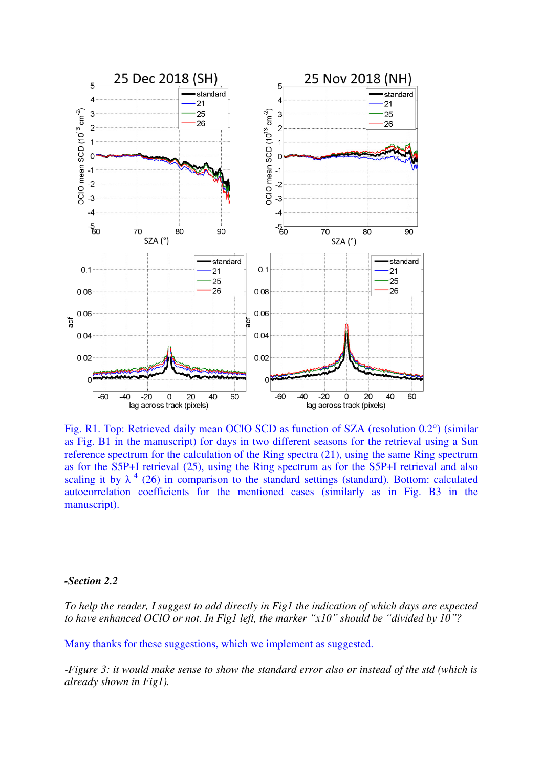25 Dec 2018 (SH)

OClO mean SCD ($10^{13}$ cm$^{-2}$)

standard
21
25
26

SZA (°)

25 Nov 2018 (NH)

OClO mean SCD ($10^{13}$ cm$^{-2}$)

standard
21
25
26

SZA (°)

acf

standard
21
25
26

lag across track (pixels)

acf

standard
21
25
26

lag across track (pixels)

Fig. R1. Top: Retrieved daily mean OClO SCD as function of SZA (resolution 0.2°) (similar as Fig. B1 in the manuscript) for days in two different seasons for the retrieval using a Sun reference spectrum for the calculation of the Ring spectra (21), using the same Ring spectrum as for the S5P+I retrieval (25), using the Ring spectrum as for the S5P+I retrieval and also scaling it by $\lambda^4$ (26) in comparison to the standard settings (standard). Bottom: calculated autocorrelation coefficients for the mentioned cases (similarly as in Fig. B3 in the manuscript).

***-Section 2.2***

*To help the reader, I suggest to add directly in Fig1 the indication of which days are expected to have enhanced OClO or not. In Fig1 left, the marker "x10" should be "divided by 10"?*

Many thanks for these suggestions, which we implement as suggested.

*-Figure 3: it would make sense to show the standard error also or instead of the std (which is already shown in Fig1).*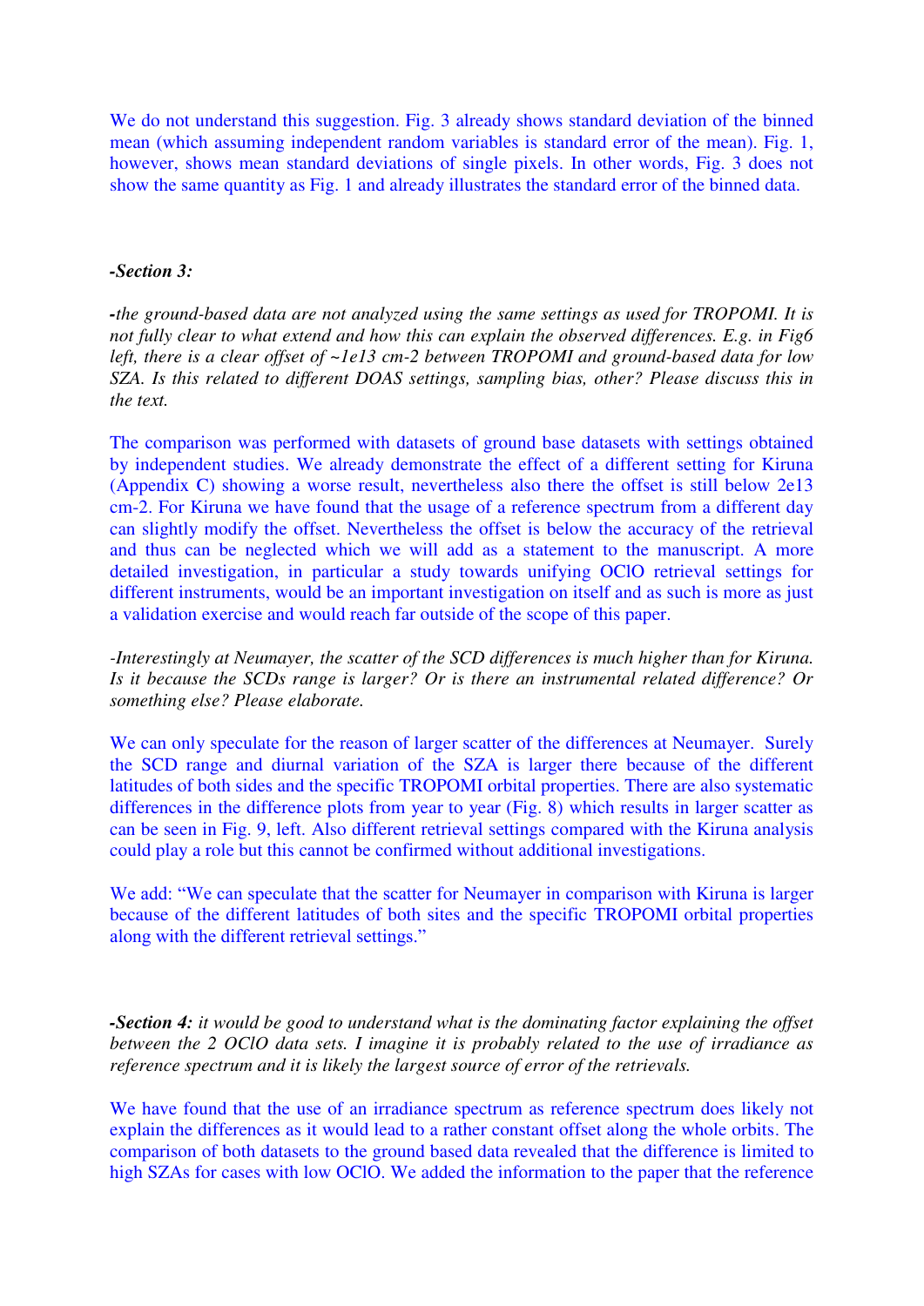We do not understand this suggestion. Fig. 3 already shows standard deviation of the binned mean (which assuming independent random variables is standard error of the mean). Fig. 1, however, shows mean standard deviations of single pixels. In other words, Fig. 3 does not show the same quantity as Fig. 1 and already illustrates the standard error of the binned data.

***-Section 3:***

***-****the ground-based data are not analyzed using the same settings as used for TROPOMI. It is not fully clear to what extend and how this can explain the observed differences. E.g. in Fig6 left, there is a clear offset of ~1e13 cm-2 between TROPOMI and ground-based data for low SZA. Is this related to different DOAS settings, sampling bias, other? Please discuss this in the text.*

The comparison was performed with datasets of ground base datasets with settings obtained by independent studies. We already demonstrate the effect of a different setting for Kiruna (Appendix C) showing a worse result, nevertheless also there the offset is still below 2e13 cm-2. For Kiruna we have found that the usage of a reference spectrum from a different day can slightly modify the offset. Nevertheless the offset is below the accuracy of the retrieval and thus can be neglected which we will add as a statement to the manuscript. A more detailed investigation, in particular a study towards unifying OClO retrieval settings for different instruments, would be an important investigation on itself and as such is more as just a validation exercise and would reach far outside of the scope of this paper.

*-Interestingly at Neumayer, the scatter of the SCD differences is much higher than for Kiruna. Is it because the SCDs range is larger? Or is there an instrumental related difference? Or something else? Please elaborate.*

We can only speculate for the reason of larger scatter of the differences at Neumayer. Surely the SCD range and diurnal variation of the SZA is larger there because of the different latitudes of both sides and the specific TROPOMI orbital properties. There are also systematic differences in the difference plots from year to year (Fig. 8) which results in larger scatter as can be seen in Fig. 9, left. Also different retrieval settings compared with the Kiruna analysis could play a role but this cannot be confirmed without additional investigations.

We add: "We can speculate that the scatter for Neumayer in comparison with Kiruna is larger because of the different latitudes of both sites and the specific TROPOMI orbital properties along with the different retrieval settings."

***-Section 4:*** *it would be good to understand what is the dominating factor explaining the offset between the 2 OClO data sets. I imagine it is probably related to the use of irradiance as reference spectrum and it is likely the largest source of error of the retrievals.*

We have found that the use of an irradiance spectrum as reference spectrum does likely not explain the differences as it would lead to a rather constant offset along the whole orbits. The comparison of both datasets to the ground based data revealed that the difference is limited to high SZAs for cases with low OClO. We added the information to the paper that the reference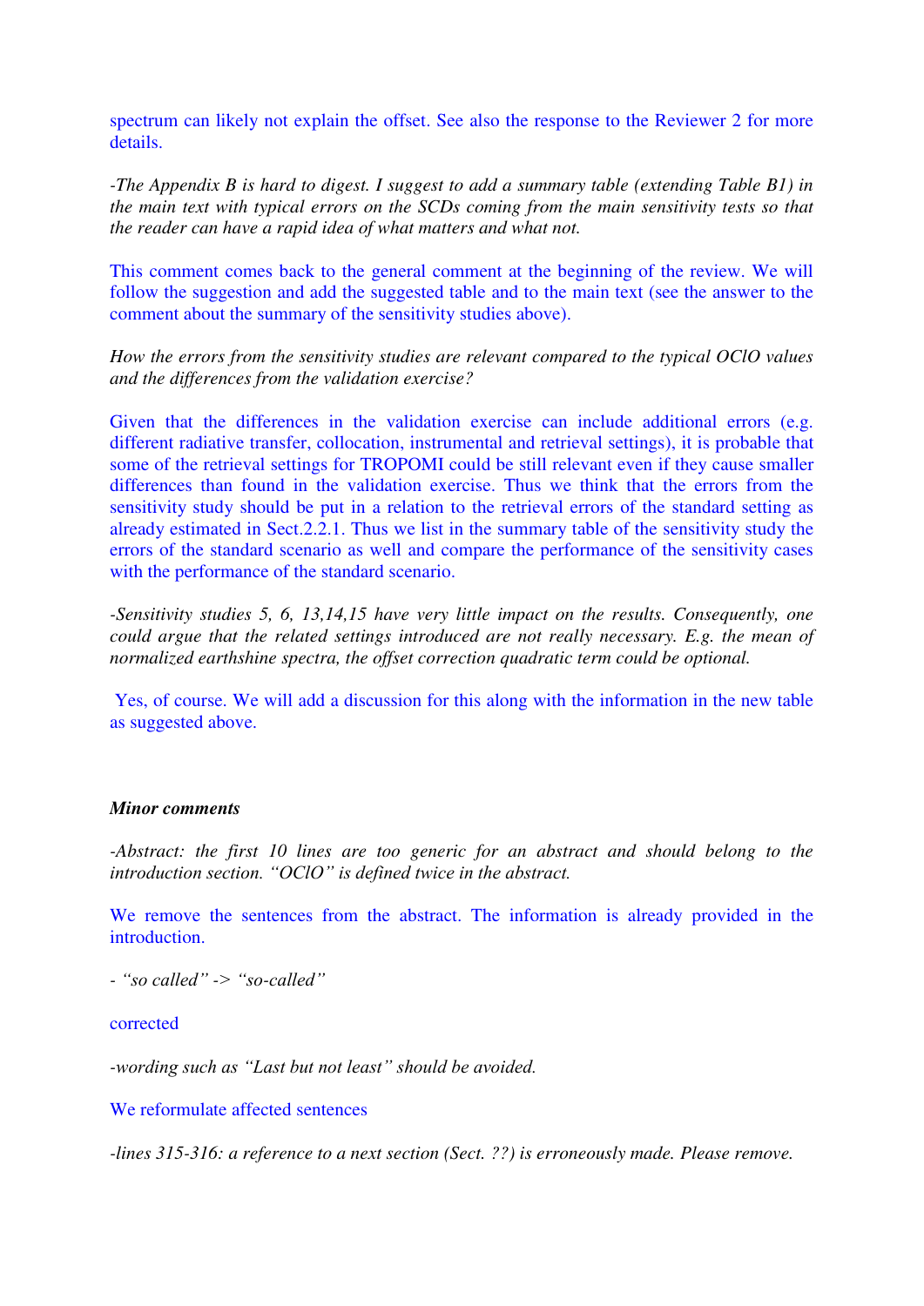spectrum can likely not explain the offset. See also the response to the Reviewer 2 for more details.

*-The Appendix B is hard to digest. I suggest to add a summary table (extending Table B1) in the main text with typical errors on the SCDs coming from the main sensitivity tests so that the reader can have a rapid idea of what matters and what not.*

This comment comes back to the general comment at the beginning of the review. We will follow the suggestion and add the suggested table and to the main text (see the answer to the comment about the summary of the sensitivity studies above).

*How the errors from the sensitivity studies are relevant compared to the typical OClO values and the differences from the validation exercise?*

Given that the differences in the validation exercise can include additional errors (e.g. different radiative transfer, collocation, instrumental and retrieval settings), it is probable that some of the retrieval settings for TROPOMI could be still relevant even if they cause smaller differences than found in the validation exercise. Thus we think that the errors from the sensitivity study should be put in a relation to the retrieval errors of the standard setting as already estimated in Sect.2.2.1. Thus we list in the summary table of the sensitivity study the errors of the standard scenario as well and compare the performance of the sensitivity cases with the performance of the standard scenario.

*-Sensitivity studies 5, 6, 13,14,15 have very little impact on the results. Consequently, one could argue that the related settings introduced are not really necessary. E.g. the mean of normalized earthshine spectra, the offset correction quadratic term could be optional.*

Yes, of course. We will add a discussion for this along with the information in the new table as suggested above.

***Minor comments***

*-Abstract: the first 10 lines are too generic for an abstract and should belong to the introduction section. "OClO" is defined twice in the abstract.*

We remove the sentences from the abstract. The information is already provided in the introduction.

*- "so called" -> "so-called"*

corrected

*-wording such as "Last but not least" should be avoided.*

We reformulate affected sentences

*-lines 315-316: a reference to a next section (Sect. ??) is erroneously made. Please remove.*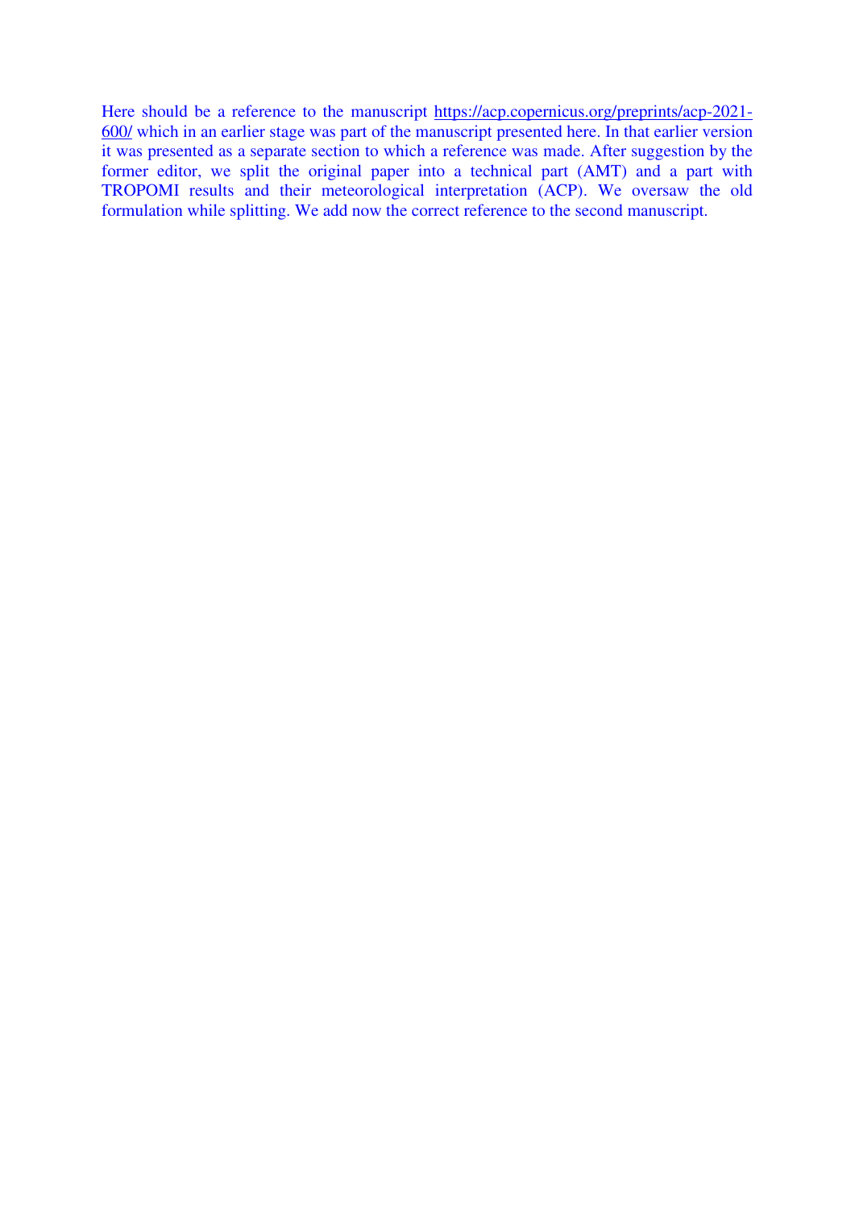Here should be a reference to the manuscript https://acp.copernicus.org/preprints/acp-2021-600/ which in an earlier stage was part of the manuscript presented here. In that earlier version it was presented as a separate section to which a reference was made. After suggestion by the former editor, we split the original paper into a technical part (AMT) and a part with TROPOMI results and their meteorological interpretation (ACP). We oversaw the old formulation while splitting. We add now the correct reference to the second manuscript.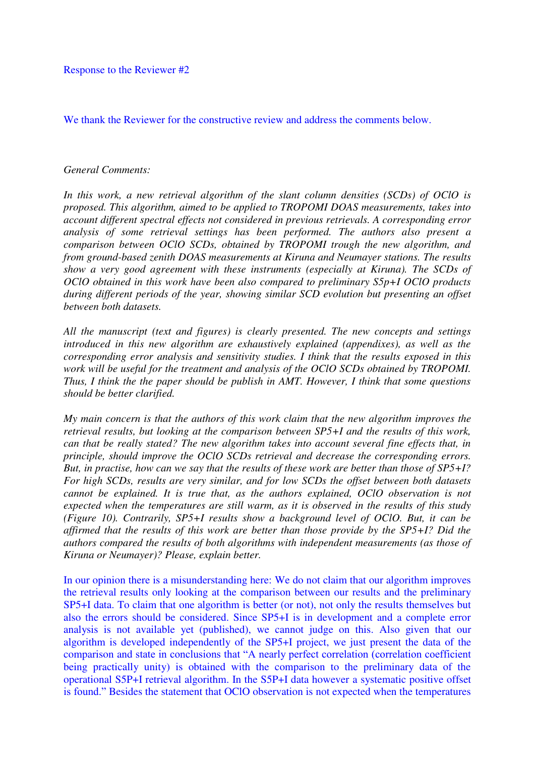Response to the Reviewer #2

We thank the Reviewer for the constructive review and address the comments below.

*General Comments:*

*In this work, a new retrieval algorithm of the slant column densities (SCDs) of OClO is proposed. This algorithm, aimed to be applied to TROPOMI DOAS measurements, takes into account different spectral effects not considered in previous retrievals. A corresponding error analysis of some retrieval settings has been performed. The authors also present a comparison between OClO SCDs, obtained by TROPOMI trough the new algorithm, and from ground-based zenith DOAS measurements at Kiruna and Neumayer stations. The results show a very good agreement with these instruments (especially at Kiruna). The SCDs of OClO obtained in this work have been also compared to preliminary S5p+I OClO products during different periods of the year, showing similar SCD evolution but presenting an offset between both datasets.*

*All the manuscript (text and figures) is clearly presented. The new concepts and settings introduced in this new algorithm are exhaustively explained (appendixes), as well as the corresponding error analysis and sensitivity studies. I think that the results exposed in this work will be useful for the treatment and analysis of the OClO SCDs obtained by TROPOMI. Thus, I think the the paper should be publish in AMT. However, I think that some questions should be better clarified.*

*My main concern is that the authors of this work claim that the new algorithm improves the retrieval results, but looking at the comparison between SP5+I and the results of this work, can that be really stated? The new algorithm takes into account several fine effects that, in principle, should improve the OClO SCDs retrieval and decrease the corresponding errors. But, in practise, how can we say that the results of these work are better than those of SP5+I? For high SCDs, results are very similar, and for low SCDs the offset between both datasets cannot be explained. It is true that, as the authors explained, OClO observation is not expected when the temperatures are still warm, as it is observed in the results of this study (Figure 10). Contrarily, SP5+I results show a background level of OClO. But, it can be affirmed that the results of this work are better than those provide by the SP5+I? Did the authors compared the results of both algorithms with independent measurements (as those of Kiruna or Neumayer)? Please, explain better.*

In our opinion there is a misunderstanding here: We do not claim that our algorithm improves the retrieval results only looking at the comparison between our results and the preliminary SP5+I data. To claim that one algorithm is better (or not), not only the results themselves but also the errors should be considered. Since SP5+I is in development and a complete error analysis is not available yet (published), we cannot judge on this. Also given that our algorithm is developed independently of the SP5+I project, we just present the data of the comparison and state in conclusions that "A nearly perfect correlation (correlation coefficient being practically unity) is obtained with the comparison to the preliminary data of the operational S5P+I retrieval algorithm. In the S5P+I data however a systematic positive offset is found." Besides the statement that OClO observation is not expected when the temperatures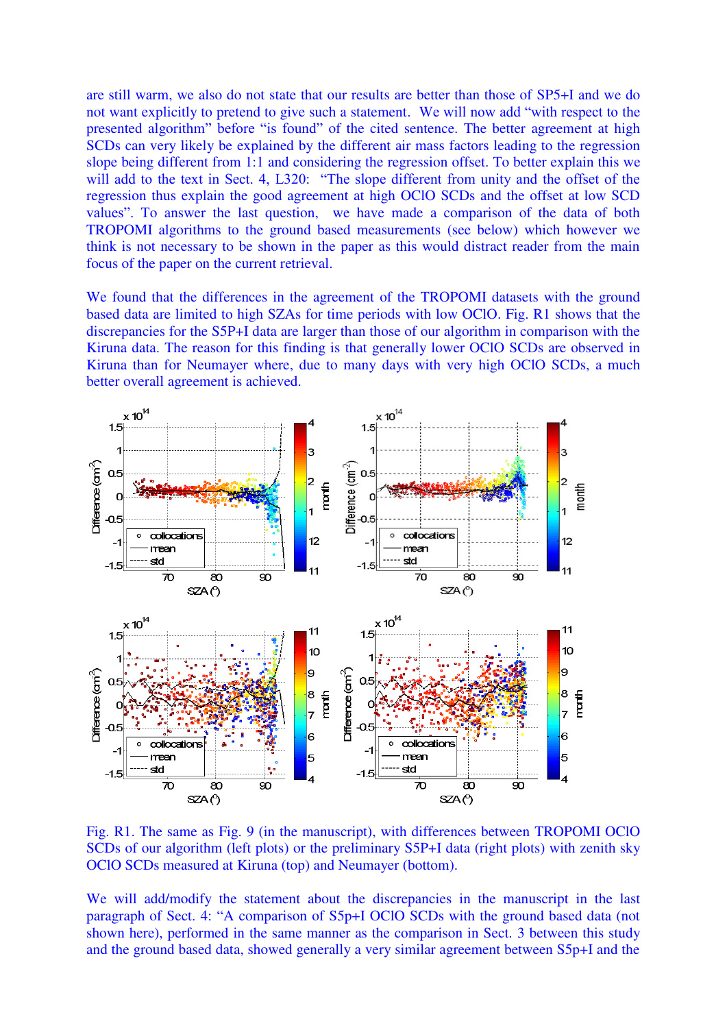are still warm, we also do not state that our results are better than those of SP5+I and we do not want explicitly to pretend to give such a statement. We will now add “with respect to the presented algorithm” before “is found” of the cited sentence. The better agreement at high SCDs can very likely be explained by the different air mass factors leading to the regression slope being different from 1:1 and considering the regression offset. To better explain this we will add to the text in Sect. 4, L320: “The slope different from unity and the offset of the regression thus explain the good agreement at high OClO SCDs and the offset at low SCD values”. To answer the last question, we have made a comparison of the data of both TROPOMI algorithms to the ground based measurements (see below) which however we think is not necessary to be shown in the paper as this would distract reader from the main focus of the paper on the current retrieval.

We found that the differences in the agreement of the TROPOMI datasets with the ground based data are limited to high SZAs for time periods with low OClO. Fig. R1 shows that the discrepancies for the S5P+I data are larger than those of our algorithm in comparison with the Kiruna data. The reason for this finding is that generally lower OClO SCDs are observed in Kiruna than for Neumayer where, due to many days with very high OClO SCDs, a much better overall agreement is achieved.

Fig. R1. The same as Fig. 9 (in the manuscript), with differences between TROPOMI OClO SCDs of our algorithm (left plots) or the preliminary S5P+I data (right plots) with zenith sky OClO SCDs measured at Kiruna (top) and Neumayer (bottom).

We will add/modify the statement about the discrepancies in the manuscript in the last paragraph of Sect. 4: “A comparison of S5p+I OClO SCDs with the ground based data (not shown here), performed in the same manner as the comparison in Sect. 3 between this study and the ground based data, showed generally a very similar agreement between S5p+I and the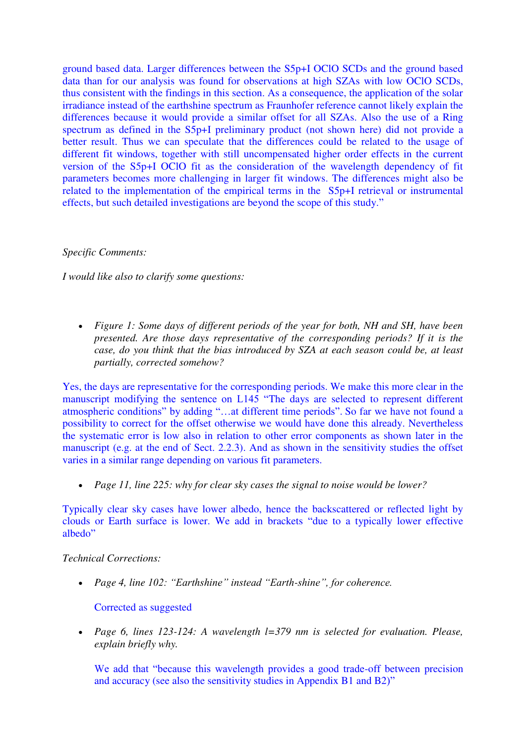ground based data. Larger differences between the S5p+I OClO SCDs and the ground based data than for our analysis was found for observations at high SZAs with low OClO SCDs, thus consistent with the findings in this section. As a consequence, the application of the solar irradiance instead of the earthshine spectrum as Fraunhofer reference cannot likely explain the differences because it would provide a similar offset for all SZAs. Also the use of a Ring spectrum as defined in the S5p+I preliminary product (not shown here) did not provide a better result. Thus we can speculate that the differences could be related to the usage of different fit windows, together with still uncompensated higher order effects in the current version of the S5p+I OClO fit as the consideration of the wavelength dependency of fit parameters becomes more challenging in larger fit windows. The differences might also be related to the implementation of the empirical terms in the S5p+I retrieval or instrumental effects, but such detailed investigations are beyond the scope of this study."

*Specific Comments:*

*I would like also to clarify some questions:*

- *Figure 1: Some days of different periods of the year for both, NH and SH, have been presented. Are those days representative of the corresponding periods? If it is the case, do you think that the bias introduced by SZA at each season could be, at least partially, corrected somehow?*

Yes, the days are representative for the corresponding periods. We make this more clear in the manuscript modifying the sentence on L145 "The days are selected to represent different atmospheric conditions" by adding "…at different time periods". So far we have not found a possibility to correct for the offset otherwise we would have done this already. Nevertheless the systematic error is low also in relation to other error components as shown later in the manuscript (e.g. at the end of Sect. 2.2.3). And as shown in the sensitivity studies the offset varies in a similar range depending on various fit parameters.

- *Page 11, line 225: why for clear sky cases the signal to noise would be lower?*

Typically clear sky cases have lower albedo, hence the backscattered or reflected light by clouds or Earth surface is lower. We add in brackets "due to a typically lower effective albedo"

*Technical Corrections:*

- *Page 4, line 102: "Earthshine" instead "Earth-shine", for coherence.*

  Corrected as suggested

- *Page 6, lines 123-124: A wavelength l=379 nm is selected for evaluation. Please, explain briefly why.*

  We add that "because this wavelength provides a good trade-off between precision and accuracy (see also the sensitivity studies in Appendix B1 and B2)"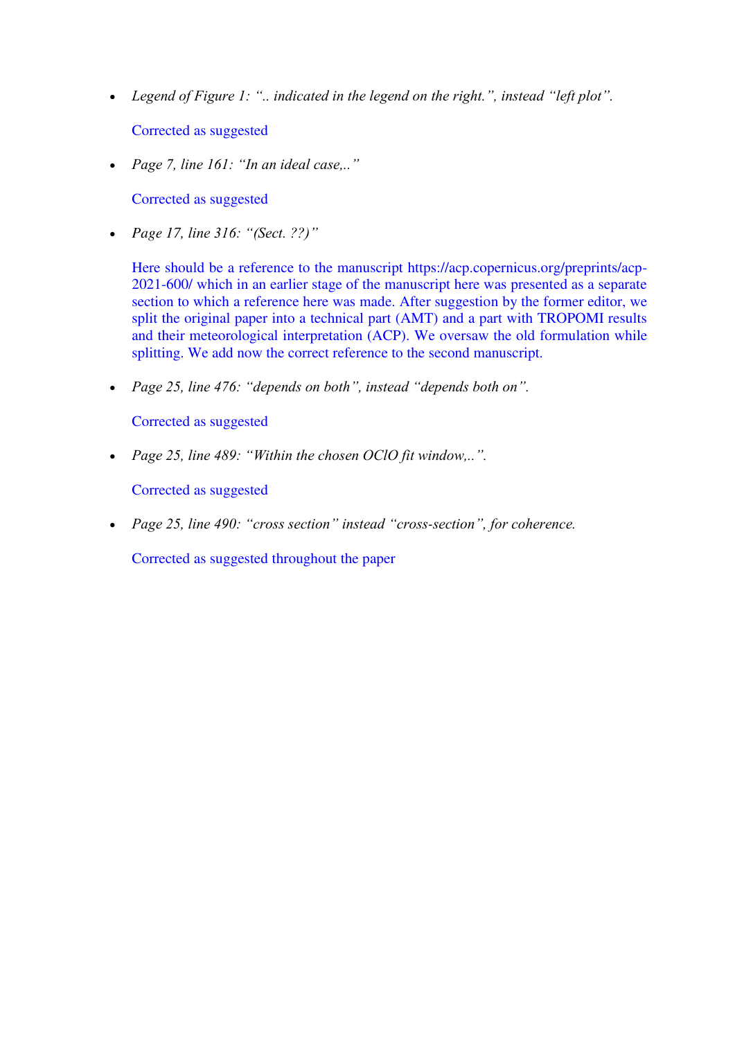- *Legend of Figure 1: ".. indicated in the legend on the right.", instead "left plot".*

  Corrected as suggested

- *Page 7, line 161: "In an ideal case,.."*

  Corrected as suggested

- *Page 17, line 316: "(Sect. ??)"*

  Here should be a reference to the manuscript https://acp.copernicus.org/preprints/acp-2021-600/ which in an earlier stage of the manuscript here was presented as a separate section to which a reference here was made. After suggestion by the former editor, we split the original paper into a technical part (AMT) and a part with TROPOMI results and their meteorological interpretation (ACP). We oversaw the old formulation while splitting. We add now the correct reference to the second manuscript.

- *Page 25, line 476: "depends on both", instead "depends both on".*

  Corrected as suggested

- *Page 25, line 489: "Within the chosen OClO fit window,..".*

  Corrected as suggested

- *Page 25, line 490: "cross section" instead "cross-section", for coherence.*

  Corrected as suggested throughout the paper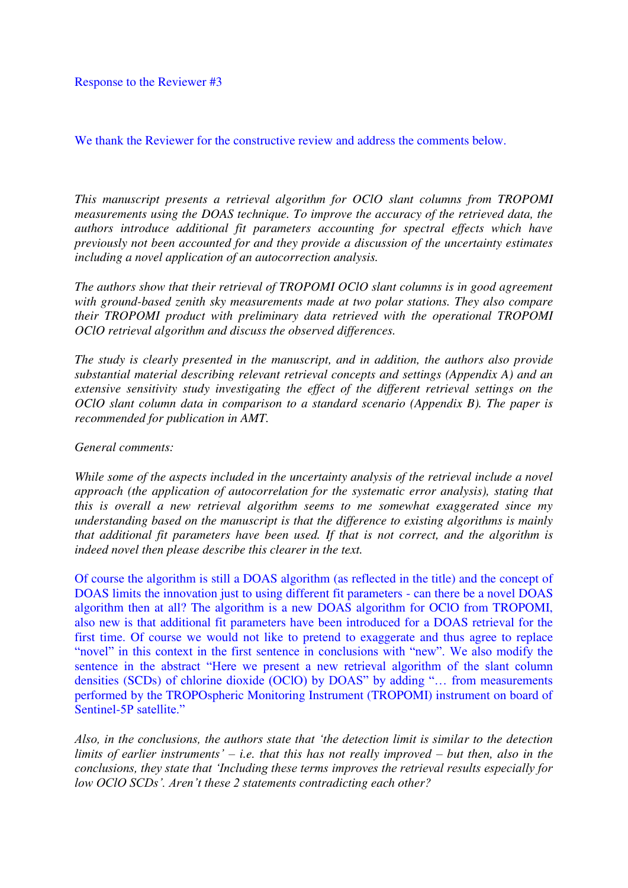Response to the Reviewer #3

We thank the Reviewer for the constructive review and address the comments below.

*This manuscript presents a retrieval algorithm for OClO slant columns from TROPOMI measurements using the DOAS technique. To improve the accuracy of the retrieved data, the authors introduce additional fit parameters accounting for spectral effects which have previously not been accounted for and they provide a discussion of the uncertainty estimates including a novel application of an autocorrection analysis.*

*The authors show that their retrieval of TROPOMI OClO slant columns is in good agreement with ground-based zenith sky measurements made at two polar stations. They also compare their TROPOMI product with preliminary data retrieved with the operational TROPOMI OClO retrieval algorithm and discuss the observed differences.*

*The study is clearly presented in the manuscript, and in addition, the authors also provide substantial material describing relevant retrieval concepts and settings (Appendix A) and an extensive sensitivity study investigating the effect of the different retrieval settings on the OClO slant column data in comparison to a standard scenario (Appendix B). The paper is recommended for publication in AMT.*

*General comments:*

*While some of the aspects included in the uncertainty analysis of the retrieval include a novel approach (the application of autocorrelation for the systematic error analysis), stating that this is overall a new retrieval algorithm seems to me somewhat exaggerated since my understanding based on the manuscript is that the difference to existing algorithms is mainly that additional fit parameters have been used. If that is not correct, and the algorithm is indeed novel then please describe this clearer in the text.*

Of course the algorithm is still a DOAS algorithm (as reflected in the title) and the concept of DOAS limits the innovation just to using different fit parameters - can there be a novel DOAS algorithm then at all? The algorithm is a new DOAS algorithm for OClO from TROPOMI, also new is that additional fit parameters have been introduced for a DOAS retrieval for the first time. Of course we would not like to pretend to exaggerate and thus agree to replace "novel" in this context in the first sentence in conclusions with "new". We also modify the sentence in the abstract "Here we present a new retrieval algorithm of the slant column densities (SCDs) of chlorine dioxide (OClO) by DOAS" by adding "… from measurements performed by the TROPOspheric Monitoring Instrument (TROPOMI) instrument on board of Sentinel-5P satellite."

*Also, in the conclusions, the authors state that 'the detection limit is similar to the detection limits of earlier instruments' – i.e. that this has not really improved – but then, also in the conclusions, they state that 'Including these terms improves the retrieval results especially for low OClO SCDs'. Aren't these 2 statements contradicting each other?*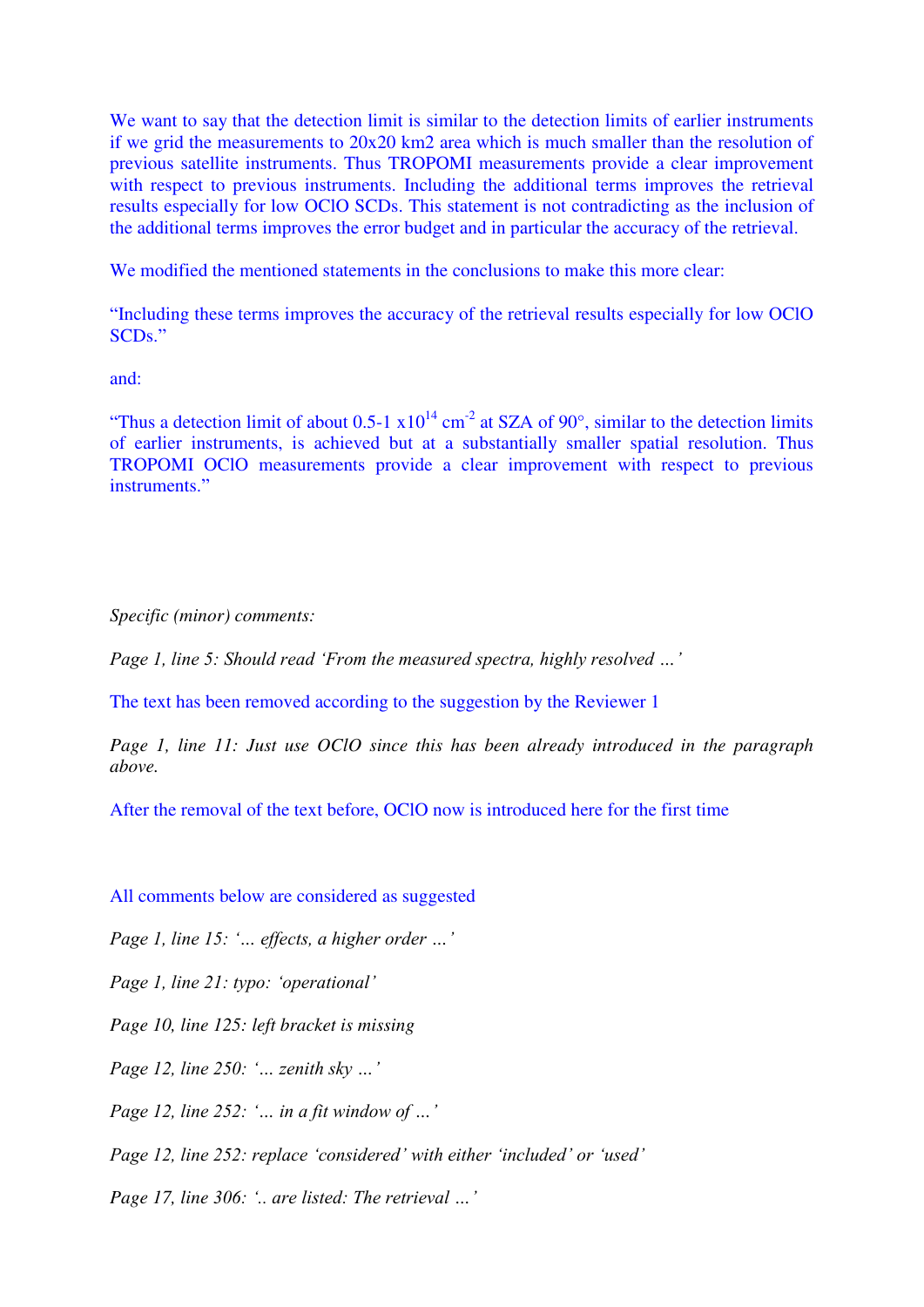We want to say that the detection limit is similar to the detection limits of earlier instruments if we grid the measurements to 20x20 km2 area which is much smaller than the resolution of previous satellite instruments. Thus TROPOMI measurements provide a clear improvement with respect to previous instruments. Including the additional terms improves the retrieval results especially for low OClO SCDs. This statement is not contradicting as the inclusion of the additional terms improves the error budget and in particular the accuracy of the retrieval.

We modified the mentioned statements in the conclusions to make this more clear:

"Including these terms improves the accuracy of the retrieval results especially for low OClO SCDs."

and:

"Thus a detection limit of about 0.5-1 x$10^{14}$ $cm^{-2}$ at SZA of 90°, similar to the detection limits of earlier instruments, is achieved but at a substantially smaller spatial resolution. Thus TROPOMI OClO measurements provide a clear improvement with respect to previous instruments."

*Specific (minor) comments:*

*Page 1, line 5: Should read 'From the measured spectra, highly resolved ...'*

The text has been removed according to the suggestion by the Reviewer 1

*Page 1, line 11: Just use OClO since this has been already introduced in the paragraph above.*

After the removal of the text before, OClO now is introduced here for the first time

All comments below are considered as suggested

*Page 1, line 15: '... effects, a higher order ...'*

*Page 1, line 21: typo: 'operational'*

*Page 10, line 125: left bracket is missing*

*Page 12, line 250: '... zenith sky ...'*

*Page 12, line 252: '... in a fit window of ...'*

*Page 12, line 252: replace 'considered' with either 'included' or 'used'*

*Page 17, line 306: '.. are listed: The retrieval ...'*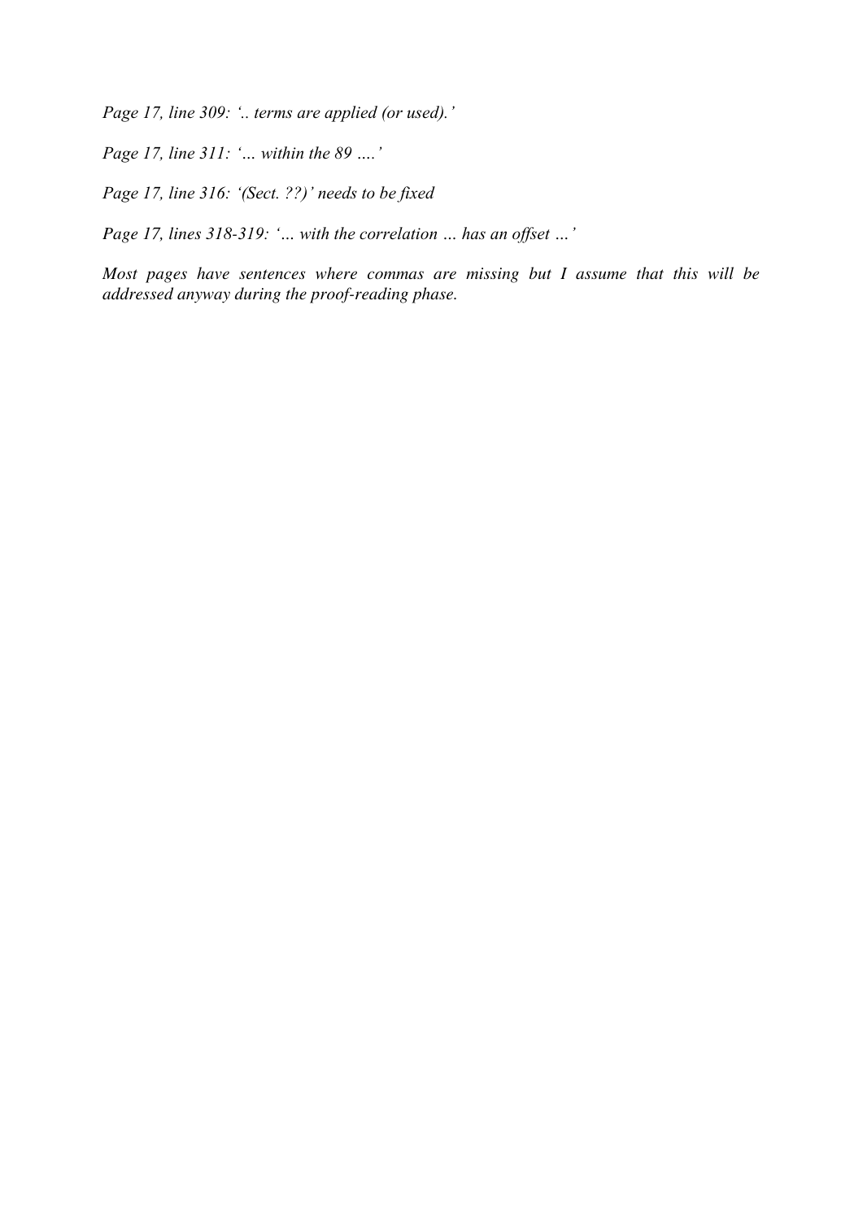*Page 17, line 309: '.. terms are applied (or used).'*

*Page 17, line 311: '… within the 89 ….'*

*Page 17, line 316: '(Sect. ??)' needs to be fixed*

*Page 17, lines 318-319: '… with the correlation … has an offset …'*

*Most pages have sentences where commas are missing but I assume that this will be addressed anyway during the proof-reading phase.*